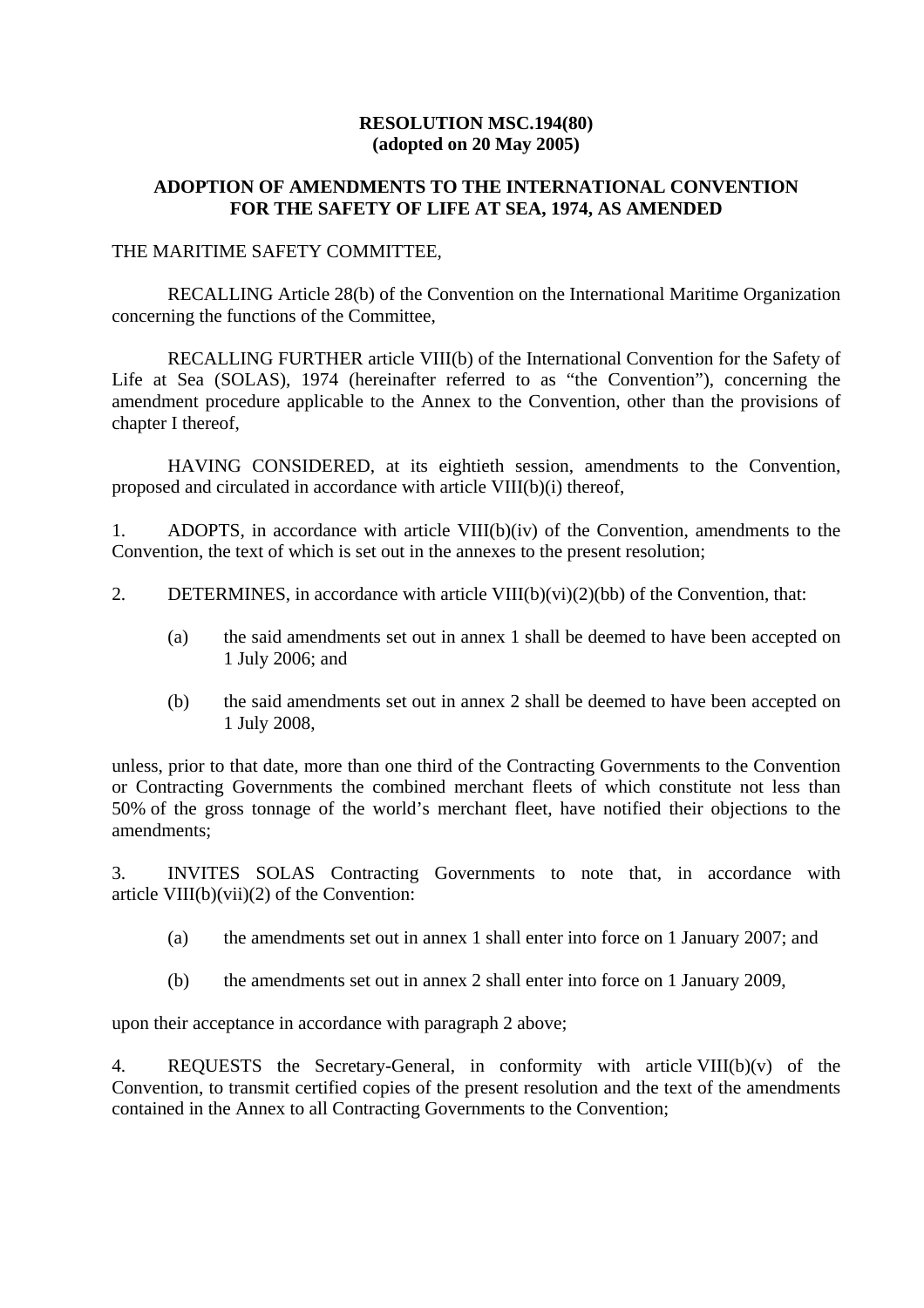**RESOLUTION MSC.194(80)**
**(adopted on 20 May 2005)**

**ADOPTION OF AMENDMENTS TO THE INTERNATIONAL CONVENTION FOR THE SAFETY OF LIFE AT SEA, 1974, AS AMENDED**

THE MARITIME SAFETY COMMITTEE,

RECALLING Article 28(b) of the Convention on the International Maritime Organization concerning the functions of the Committee,

RECALLING FURTHER article VIII(b) of the International Convention for the Safety of Life at Sea (SOLAS), 1974 (hereinafter referred to as "the Convention"), concerning the amendment procedure applicable to the Annex to the Convention, other than the provisions of chapter I thereof,

HAVING CONSIDERED, at its eightieth session, amendments to the Convention, proposed and circulated in accordance with article VIII(b)(i) thereof,

1. ADOPTS, in accordance with article VIII(b)(iv) of the Convention, amendments to the Convention, the text of which is set out in the annexes to the present resolution;

2. DETERMINES, in accordance with article VIII(b)(vi)(2)(bb) of the Convention, that:

   (a) the said amendments set out in annex 1 shall be deemed to have been accepted on 1 July 2006; and

   (b) the said amendments set out in annex 2 shall be deemed to have been accepted on 1 July 2008,

unless, prior to that date, more than one third of the Contracting Governments to the Convention or Contracting Governments the combined merchant fleets of which constitute not less than 50% of the gross tonnage of the world's merchant fleet, have notified their objections to the amendments;

3. INVITES SOLAS Contracting Governments to note that, in accordance with article VIII(b)(vii)(2) of the Convention:

   (a) the amendments set out in annex 1 shall enter into force on 1 January 2007; and

   (b) the amendments set out in annex 2 shall enter into force on 1 January 2009,

upon their acceptance in accordance with paragraph 2 above;

4. REQUESTS the Secretary-General, in conformity with article VIII(b)(v) of the Convention, to transmit certified copies of the present resolution and the text of the amendments contained in the Annex to all Contracting Governments to the Convention;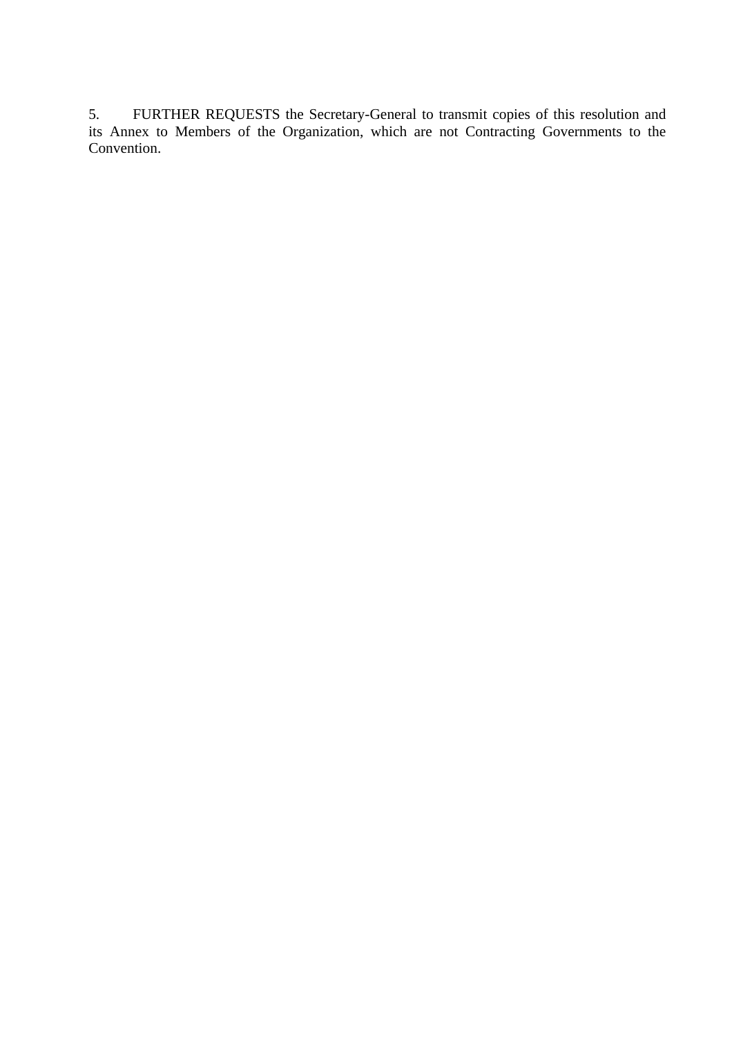5. FURTHER REQUESTS the Secretary-General to transmit copies of this resolution and its Annex to Members of the Organization, which are not Contracting Governments to the Convention.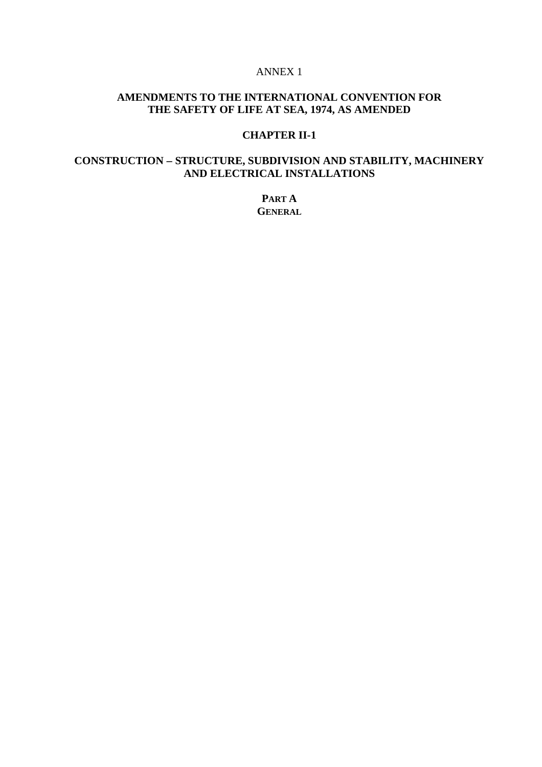ANNEX 1

# AMENDMENTS TO THE INTERNATIONAL CONVENTION FOR THE SAFETY OF LIFE AT SEA, 1974, AS AMENDED

## CHAPTER II-1

## CONSTRUCTION – STRUCTURE, SUBDIVISION AND STABILITY, MACHINERY AND ELECTRICAL INSTALLATIONS

### PART A
### GENERAL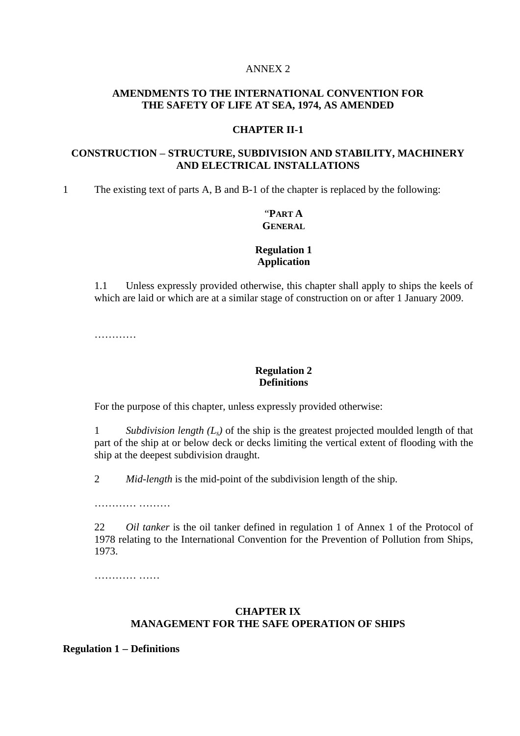ANNEX 2

**AMENDMENTS TO THE INTERNATIONAL CONVENTION FOR THE SAFETY OF LIFE AT SEA, 1974, AS AMENDED**

**CHAPTER II-1**

**CONSTRUCTION – STRUCTURE, SUBDIVISION AND STABILITY, MACHINERY AND ELECTRICAL INSTALLATIONS**

1 The existing text of parts A, B and B-1 of the chapter is replaced by the following:

"**PART A**
**GENERAL**

**Regulation 1**
**Application**

1.1 Unless expressly provided otherwise, this chapter shall apply to ships the keels of which are laid or which are at a similar stage of construction on or after 1 January 2009.

…………

**Regulation 2**
**Definitions**

For the purpose of this chapter, unless expressly provided otherwise:

1 *Subdivision length ($L_s$)* of the ship is the greatest projected moulded length of that part of the ship at or below deck or decks limiting the vertical extent of flooding with the ship at the deepest subdivision draught.

2 *Mid-length* is the mid-point of the subdivision length of the ship.

………… ………

22 *Oil tanker* is the oil tanker defined in regulation 1 of Annex 1 of the Protocol of 1978 relating to the International Convention for the Prevention of Pollution from Ships, 1973.

………… ……

**CHAPTER IX**
**MANAGEMENT FOR THE SAFE OPERATION OF SHIPS**

**Regulation 1 – Definitions**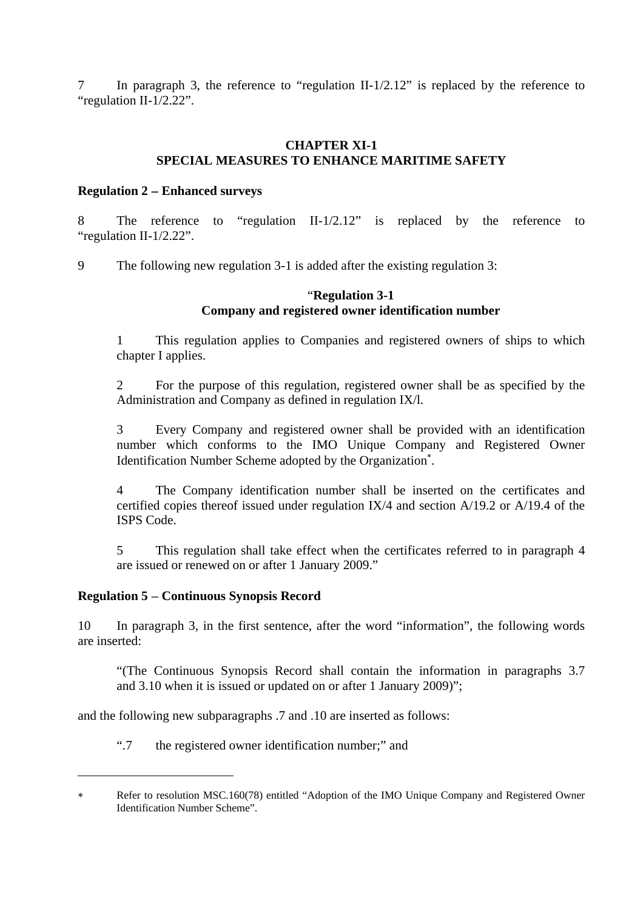7 In paragraph 3, the reference to "regulation II-1/2.12" is replaced by the reference to "regulation II-1/2.22".

## CHAPTER XI-1
## SPECIAL MEASURES TO ENHANCE MARITIME SAFETY

**Regulation 2 – Enhanced surveys**

8 The reference to "regulation II-1/2.12" is replaced by the reference to "regulation II-1/2.22".

9 The following new regulation 3-1 is added after the existing regulation 3:

> "**Regulation 3-1**
> **Company and registered owner identification number**
>
> 1 This regulation applies to Companies and registered owners of ships to which chapter I applies.
>
> 2 For the purpose of this regulation, registered owner shall be as specified by the Administration and Company as defined in regulation IX/l.
>
> 3 Every Company and registered owner shall be provided with an identification number which conforms to the IMO Unique Company and Registered Owner Identification Number Scheme adopted by the Organization[*].
>
> 4 The Company identification number shall be inserted on the certificates and certified copies thereof issued under regulation IX/4 and section A/19.2 or A/19.4 of the ISPS Code.
>
> 5 This regulation shall take effect when the certificates referred to in paragraph 4 are issued or renewed on or after 1 January 2009."

**Regulation 5 – Continuous Synopsis Record**

10 In paragraph 3, in the first sentence, after the word "information", the following words are inserted:

> "(The Continuous Synopsis Record shall contain the information in paragraphs 3.7 and 3.10 when it is issued or updated on or after 1 January 2009)";

and the following new subparagraphs .7 and .10 are inserted as follows:

> ".7 the registered owner identification number;" and

---

[*] Refer to resolution MSC.160(78) entitled "Adoption of the IMO Unique Company and Registered Owner Identification Number Scheme".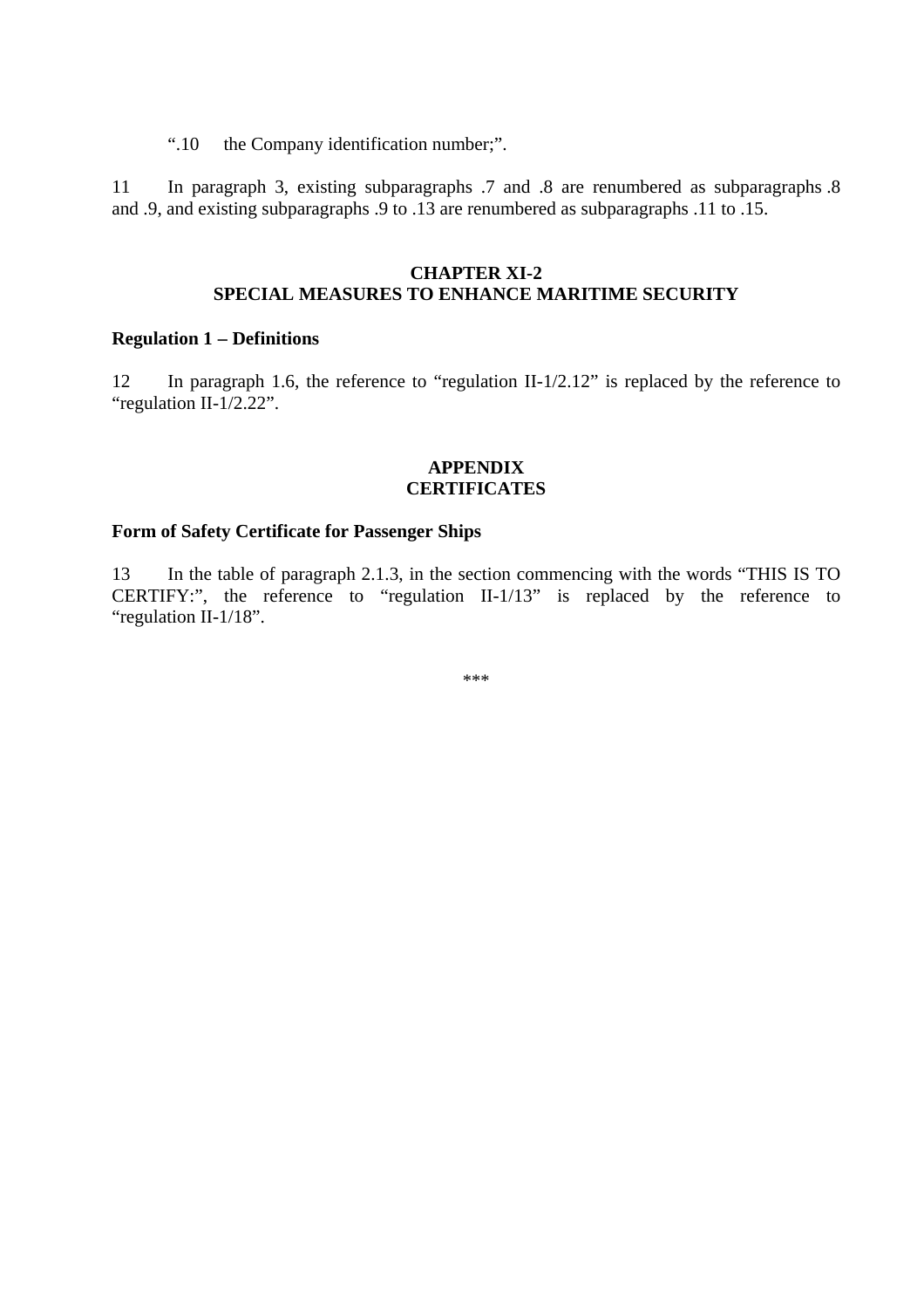“.10 the Company identification number;”.

11 In paragraph 3, existing subparagraphs .7 and .8 are renumbered as subparagraphs .8 and .9, and existing subparagraphs .9 to .13 are renumbered as subparagraphs .11 to .15.

## CHAPTER XI-2
## SPECIAL MEASURES TO ENHANCE MARITIME SECURITY

**Regulation 1 – Definitions**

12 In paragraph 1.6, the reference to “regulation II-1/2.12” is replaced by the reference to “regulation II-1/2.22”.

## APPENDIX
## CERTIFICATES

**Form of Safety Certificate for Passenger Ships**

13 In the table of paragraph 2.1.3, in the section commencing with the words “THIS IS TO CERTIFY:”, the reference to “regulation II-1/13” is replaced by the reference to “regulation II-1/18”.

***